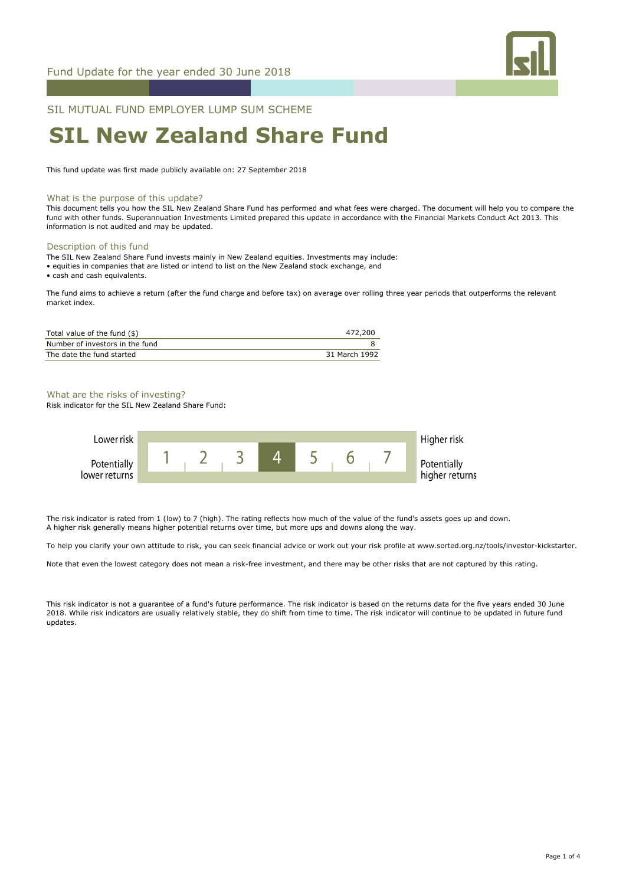Fund Update for the year ended 30 June 2018

SIL MUTUAL FUND EMPLOYER LUMP SUM SCHEME

# SIL New Zealand Share Fund

This fund update was first made publicly available on: 27 September 2018

## What is the purpose of this update?

This document tells you how the SIL New Zealand Share Fund has performed and what fees were charged. The document will help you to compare the fund with other funds. Superannuation Investments Limited prepared this update in accordance with the Financial Markets Conduct Act 2013. This information is not audited and may be updated.

## Description of this fund

The SIL New Zealand Share Fund invests mainly in New Zealand equities. Investments may include:

- equities in companies that are listed or intend to list on the New Zealand stock exchange, and
- cash and cash equivalents.

The fund aims to achieve a return (after the fund charge and before tax) on average over rolling three year periods that outperforms the relevant market index.

| | |
|---|---|
| Total value of the fund ($) | 472,200 |
| Number of investors in the fund | 8 |
| The date the fund started | 31 March 1992 |

## What are the risks of investing?

Risk indicator for the SIL New Zealand Share Fund:

| Lower risk / Potentially lower returns | 1 | 2 | 3 | **4** | 5 | 6 | 7 | Higher risk / Potentially higher returns |
|---|---|---|---|---|---|---|---|---|

The risk indicator is rated from 1 (low) to 7 (high). The rating reflects how much of the value of the fund's assets goes up and down. A higher risk generally means higher potential returns over time, but more ups and downs along the way.

To help you clarify your own attitude to risk, you can seek financial advice or work out your risk profile at www.sorted.org.nz/tools/investor-kickstarter.

Note that even the lowest category does not mean a risk-free investment, and there may be other risks that are not captured by this rating.

This risk indicator is not a guarantee of a fund's future performance. The risk indicator is based on the returns data for the five years ended 30 June 2018. While risk indicators are usually relatively stable, they do shift from time to time. The risk indicator will continue to be updated in future fund updates.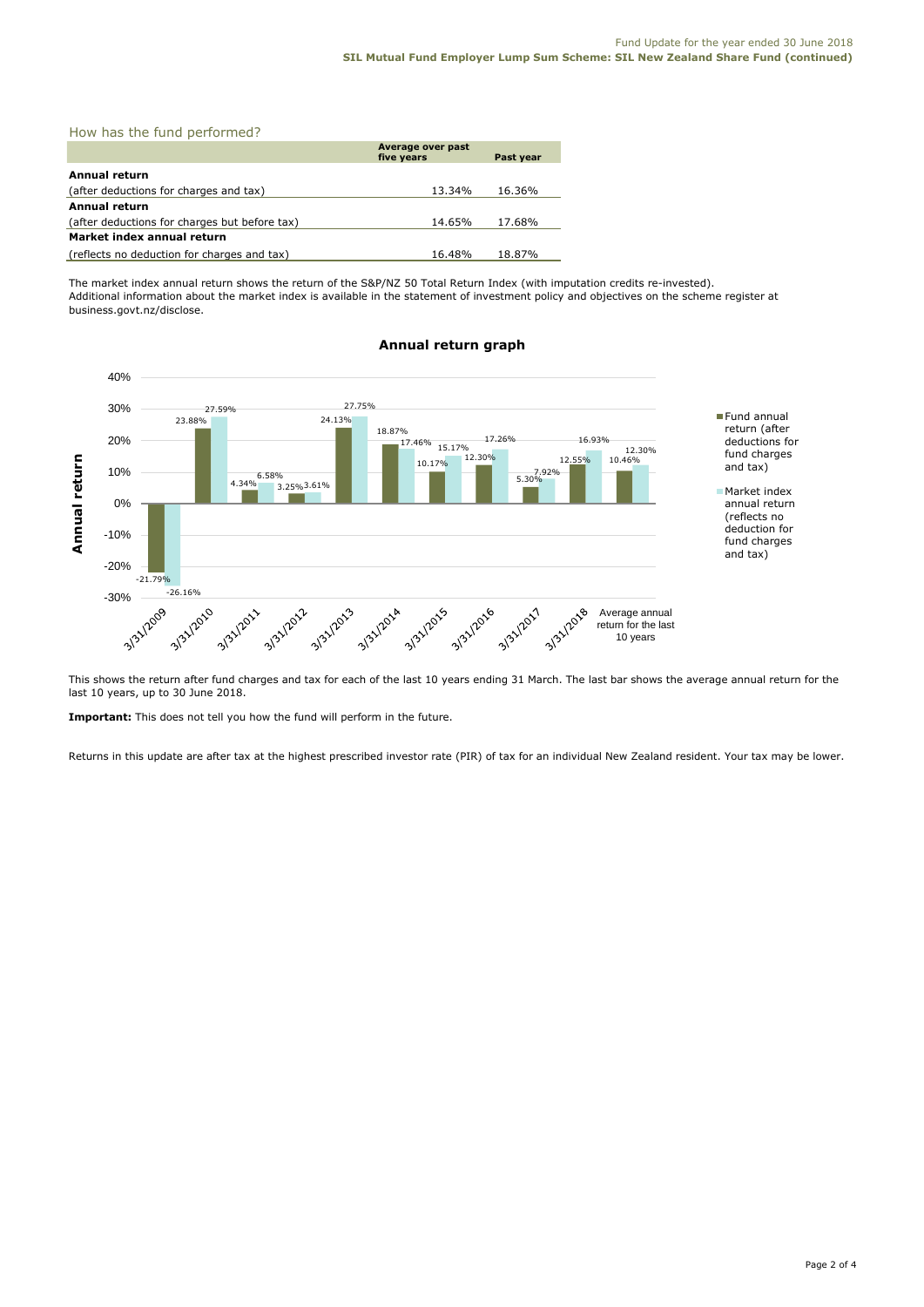## How has the fund performed?

| | Average over past five years | Past year |
|---|---|---|
| **Annual return** | | |
| (after deductions for charges and tax) | 13.34% | 16.36% |
| **Annual return** | | |
| (after deductions for charges but before tax) | 14.65% | 17.68% |
| **Market index annual return** | | |
| (reflects no deduction for charges and tax) | 16.48% | 18.87% |

The market index annual return shows the return of the S&P/NZ 50 Total Return Index (with imputation credits re-invested). Additional information about the market index is available in the statement of investment policy and objectives on the scheme register at business.govt.nz/disclose.

### Annual return graph

| | Fund annual return (after deductions for fund charges and tax) | Market index annual return (reflects no deduction for fund charges and tax) |
|---|---|---|
| 3/31/2009 | -21.79% | -26.16% |
| 3/31/2010 | 23.88% | 27.59% |
| 3/31/2011 | 4.34% | 6.58% |
| 3/31/2012 | 3.25% | 3.61% |
| 3/31/2013 | 24.13% | 27.75% |
| 3/31/2014 | 18.87% | 17.46% |
| 3/31/2015 | 10.17% | 15.17% |
| 3/31/2016 | 12.30% | 17.26% |
| 3/31/2017 | 5.30% | 7.92% |
| 3/31/2018 | 12.55% | 16.93% |
| Average annual return for the last 10 years | 10.46% | 12.30% |

This shows the return after fund charges and tax for each of the last 10 years ending 31 March. The last bar shows the average annual return for the last 10 years, up to 30 June 2018.

**Important:** This does not tell you how the fund will perform in the future.

Returns in this update are after tax at the highest prescribed investor rate (PIR) of tax for an individual New Zealand resident. Your tax may be lower.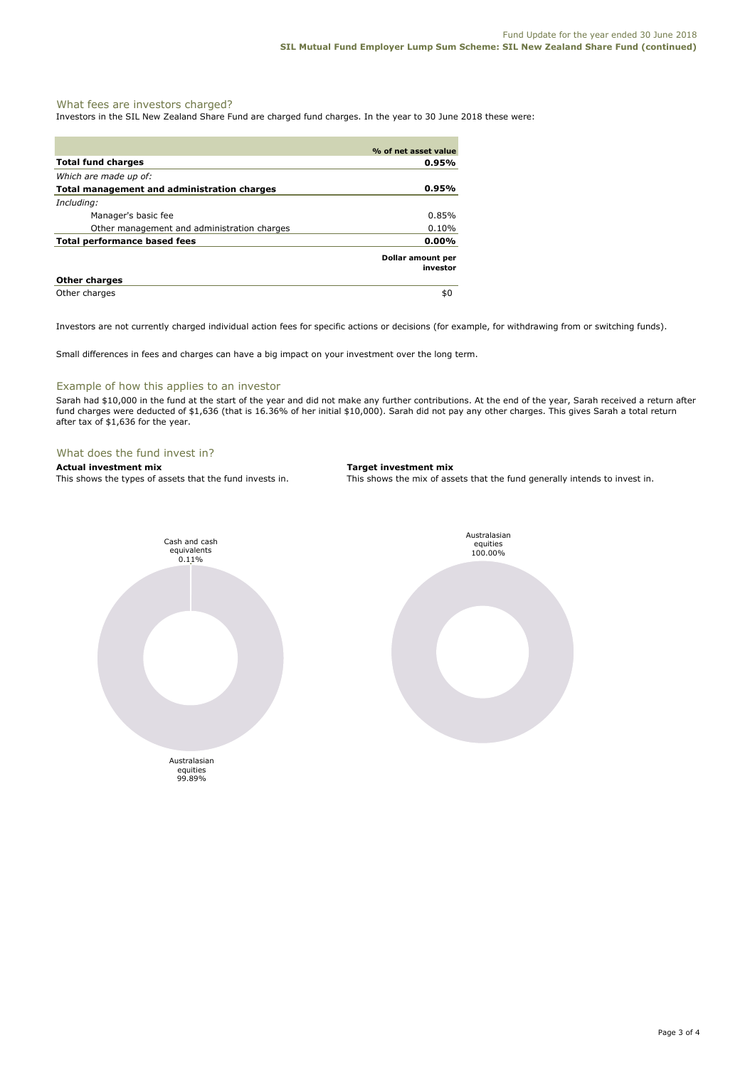## What fees are investors charged?

Investors in the SIL New Zealand Share Fund are charged fund charges. In the year to 30 June 2018 these were:

| | % of net asset value |
|---|---|
| **Total fund charges** | **0.95%** |
| *Which are made up of:* | |
| **Total management and administration charges** | **0.95%** |
| *Including:* | |
| Manager's basic fee | 0.85% |
| Other management and administration charges | 0.10% |
| **Total performance based fees** | **0.00%** |
| | **Dollar amount per investor** |
| **Other charges** | |
| Other charges | $0 |

Investors are not currently charged individual action fees for specific actions or decisions (for example, for withdrawing from or switching funds).

Small differences in fees and charges can have a big impact on your investment over the long term.

## Example of how this applies to an investor

Sarah had $10,000 in the fund at the start of the year and did not make any further contributions. At the end of the year, Sarah received a return after fund charges were deducted of $1,636 (that is 16.36% of her initial $10,000). Sarah did not pay any other charges. This gives Sarah a total return after tax of $1,636 for the year.

## What does the fund invest in?

**Actual investment mix**

This shows the types of assets that the fund invests in.

Cash and cash equivalents 0.11%

Australasian equities 99.89%

**Target investment mix**

This shows the mix of assets that the fund generally intends to invest in.

Australasian equities 100.00%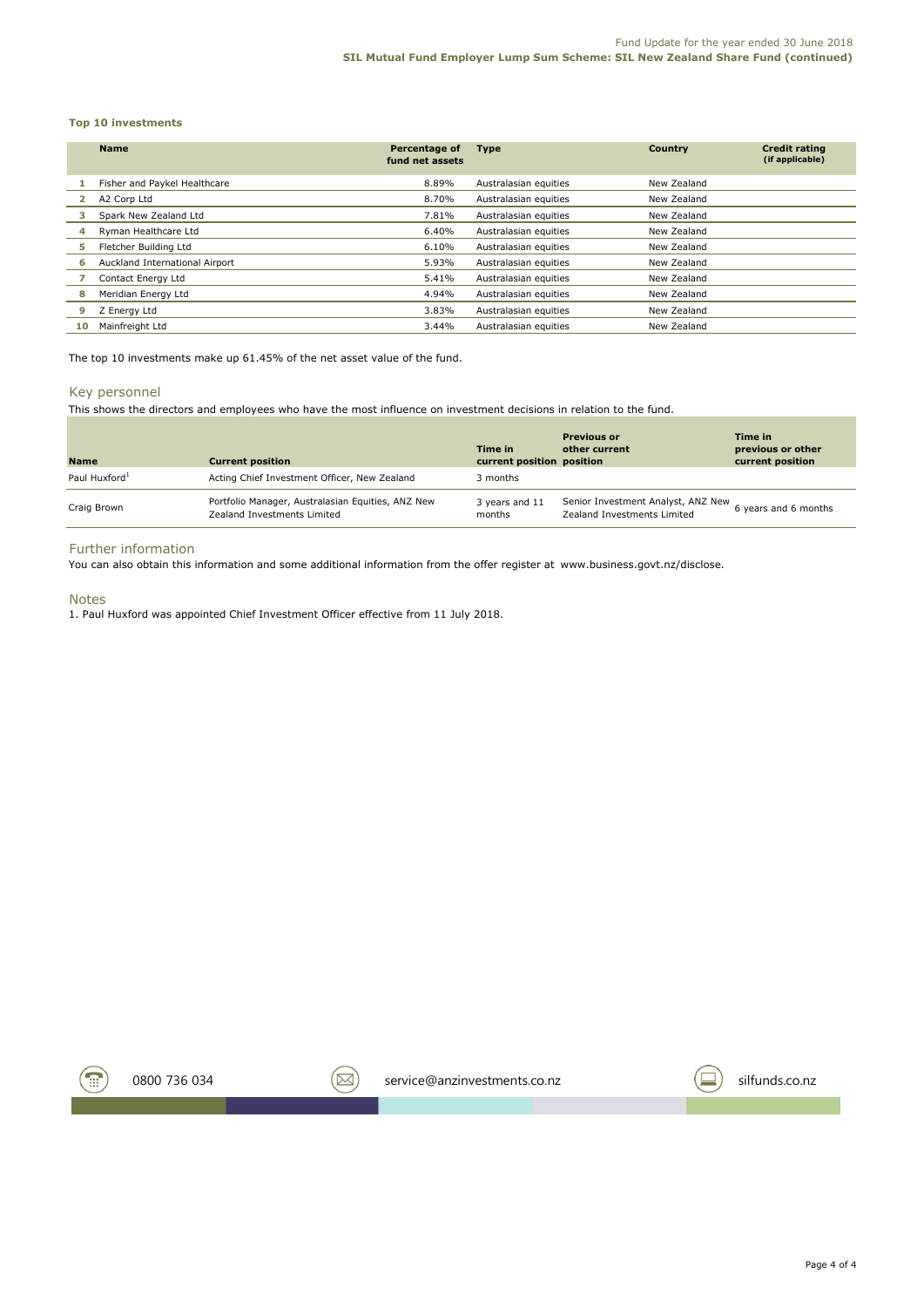### Top 10 investments

| | Name | Percentage of fund net assets | Type | Country | Credit rating (if applicable) |
|---|---|---|---|---|---|
| 1 | Fisher and Paykel Healthcare | 8.89% | Australasian equities | New Zealand | |
| 2 | A2 Corp Ltd | 8.70% | Australasian equities | New Zealand | |
| 3 | Spark New Zealand Ltd | 7.81% | Australasian equities | New Zealand | |
| 4 | Ryman Healthcare Ltd | 6.40% | Australasian equities | New Zealand | |
| 5 | Fletcher Building Ltd | 6.10% | Australasian equities | New Zealand | |
| 6 | Auckland International Airport | 5.93% | Australasian equities | New Zealand | |
| 7 | Contact Energy Ltd | 5.41% | Australasian equities | New Zealand | |
| 8 | Meridian Energy Ltd | 4.94% | Australasian equities | New Zealand | |
| 9 | Z Energy Ltd | 3.83% | Australasian equities | New Zealand | |
| 10 | Mainfreight Ltd | 3.44% | Australasian equities | New Zealand | |

The top 10 investments make up 61.45% of the net asset value of the fund.

## Key personnel

This shows the directors and employees who have the most influence on investment decisions in relation to the fund.

| Name | Current position | Time in current position | Previous or other current position | Time in previous or other current position |
|---|---|---|---|---|
| Paul Huxford[1] | Acting Chief Investment Officer, New Zealand | 3 months | | |
| Craig Brown | Portfolio Manager, Australasian Equities, ANZ New Zealand Investments Limited | 3 years and 11 months | Senior Investment Analyst, ANZ New Zealand Investments Limited | 6 years and 6 months |

## Further information

You can also obtain this information and some additional information from the offer register at www.business.govt.nz/disclose.

## Notes

1. Paul Huxford was appointed Chief Investment Officer effective from 11 July 2018.

0800 736 034 service@anzinvestments.co.nz silfunds.co.nz